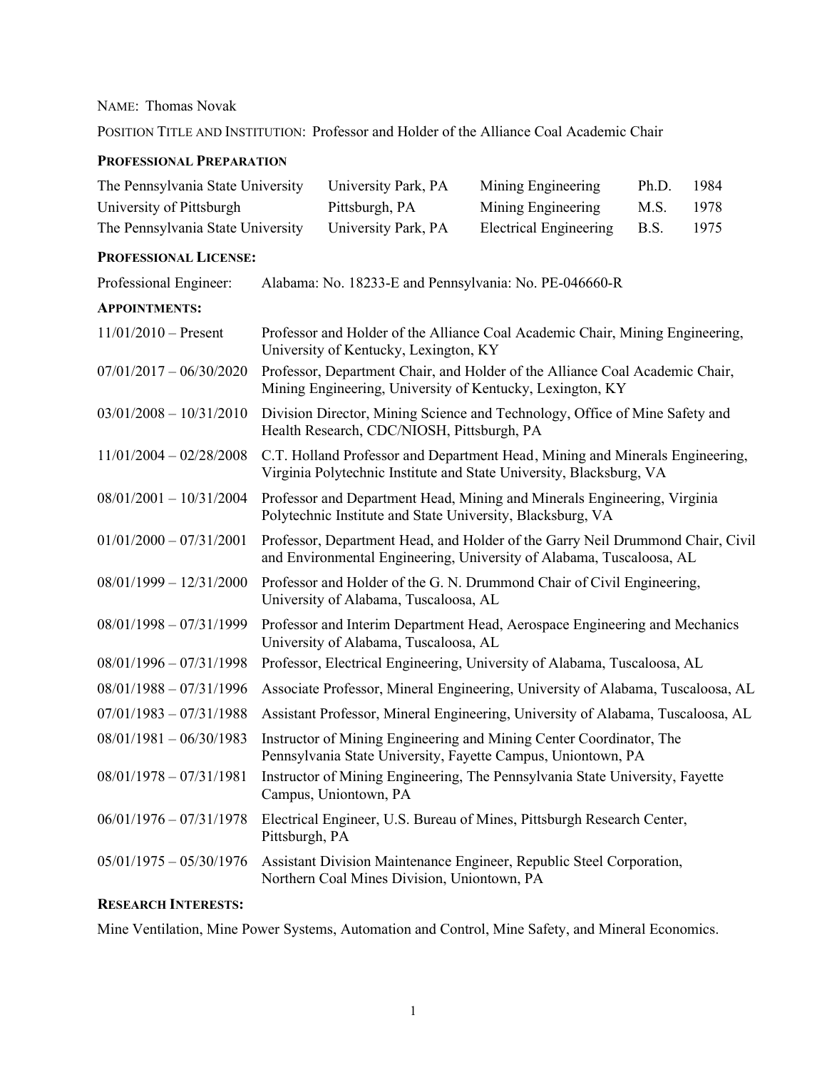NAME: Thomas Novak

POSITION TITLE AND INSTITUTION: Professor and Holder of the Alliance Coal Academic Chair

### PROFESSIONAL PREPARATION

| | | | | |
|---|---|---|---|---|
| The Pennsylvania State University | University Park, PA | Mining Engineering | Ph.D. | 1984 |
| University of Pittsburgh | Pittsburgh, PA | Mining Engineering | M.S. | 1978 |
| The Pennsylvania State University | University Park, PA | Electrical Engineering | B.S. | 1975 |

### PROFESSIONAL LICENSE:

Professional Engineer: Alabama: No. 18233-E and Pennsylvania: No. PE-046660-R

### APPOINTMENTS:

| | |
|---|---|
| 11/01/2010 – Present | Professor and Holder of the Alliance Coal Academic Chair, Mining Engineering, University of Kentucky, Lexington, KY |
| 07/01/2017 – 06/30/2020 | Professor, Department Chair, and Holder of the Alliance Coal Academic Chair, Mining Engineering, University of Kentucky, Lexington, KY |
| 03/01/2008 – 10/31/2010 | Division Director, Mining Science and Technology, Office of Mine Safety and Health Research, CDC/NIOSH, Pittsburgh, PA |
| 11/01/2004 – 02/28/2008 | C.T. Holland Professor and Department Head, Mining and Minerals Engineering, Virginia Polytechnic Institute and State University, Blacksburg, VA |
| 08/01/2001 – 10/31/2004 | Professor and Department Head, Mining and Minerals Engineering, Virginia Polytechnic Institute and State University, Blacksburg, VA |
| 01/01/2000 – 07/31/2001 | Professor, Department Head, and Holder of the Garry Neil Drummond Chair, Civil and Environmental Engineering, University of Alabama, Tuscaloosa, AL |
| 08/01/1999 – 12/31/2000 | Professor and Holder of the G. N. Drummond Chair of Civil Engineering, University of Alabama, Tuscaloosa, AL |
| 08/01/1998 – 07/31/1999 | Professor and Interim Department Head, Aerospace Engineering and Mechanics University of Alabama, Tuscaloosa, AL |
| 08/01/1996 – 07/31/1998 | Professor, Electrical Engineering, University of Alabama, Tuscaloosa, AL |
| 08/01/1988 – 07/31/1996 | Associate Professor, Mineral Engineering, University of Alabama, Tuscaloosa, AL |
| 07/01/1983 – 07/31/1988 | Assistant Professor, Mineral Engineering, University of Alabama, Tuscaloosa, AL |
| 08/01/1981 – 06/30/1983 | Instructor of Mining Engineering and Mining Center Coordinator, The Pennsylvania State University, Fayette Campus, Uniontown, PA |
| 08/01/1978 – 07/31/1981 | Instructor of Mining Engineering, The Pennsylvania State University, Fayette Campus, Uniontown, PA |
| 06/01/1976 – 07/31/1978 | Electrical Engineer, U.S. Bureau of Mines, Pittsburgh Research Center, Pittsburgh, PA |
| 05/01/1975 – 05/30/1976 | Assistant Division Maintenance Engineer, Republic Steel Corporation, Northern Coal Mines Division, Uniontown, PA |

### RESEARCH INTERESTS:

Mine Ventilation, Mine Power Systems, Automation and Control, Mine Safety, and Mineral Economics.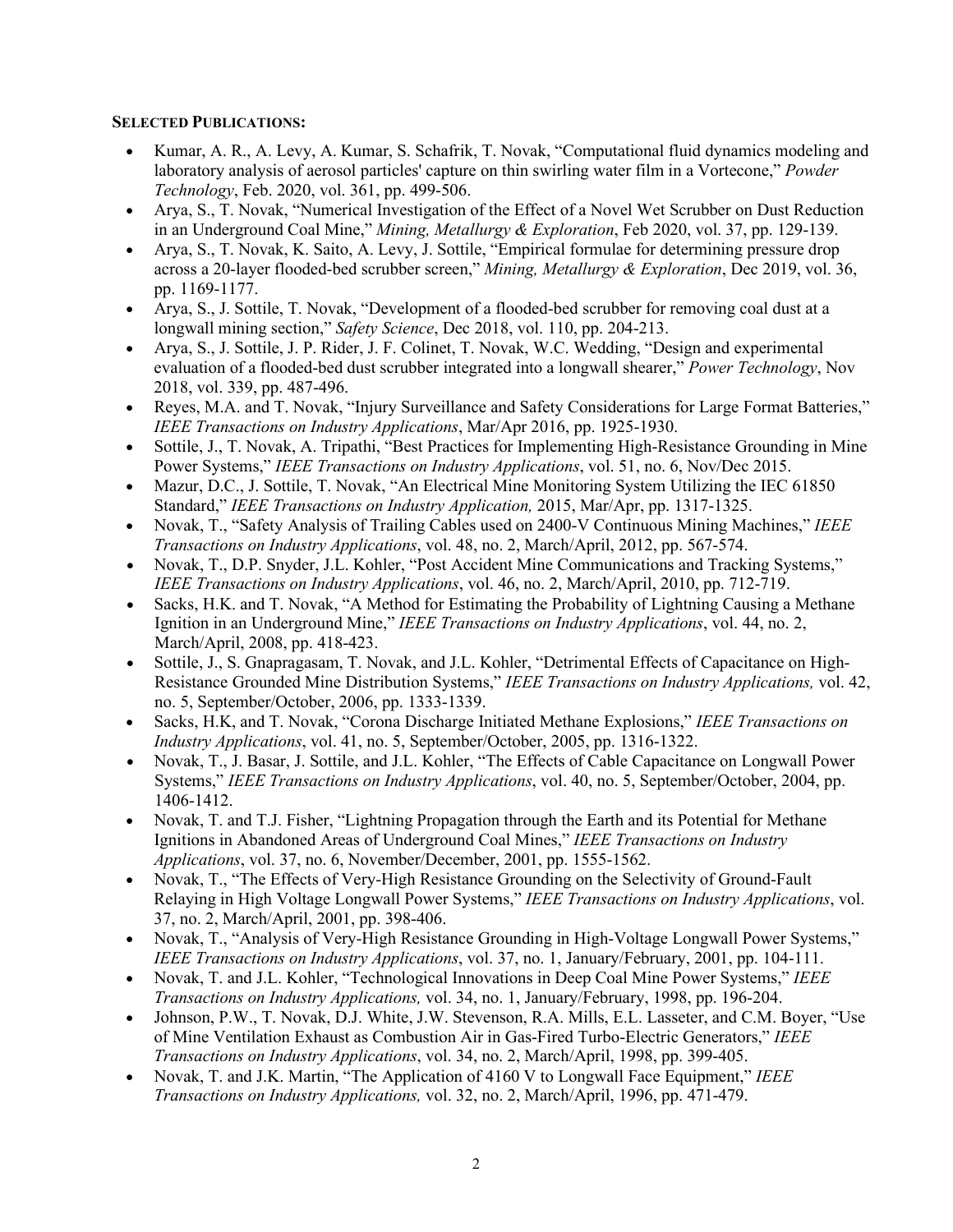**Selected Publications:**

- Kumar, A. R., A. Levy, A. Kumar, S. Schafrik, T. Novak, "Computational fluid dynamics modeling and laboratory analysis of aerosol particles' capture on thin swirling water film in a Vortecone," *Powder Technology*, Feb. 2020, vol. 361, pp. 499-506.
- Arya, S., T. Novak, "Numerical Investigation of the Effect of a Novel Wet Scrubber on Dust Reduction in an Underground Coal Mine," *Mining, Metallurgy & Exploration*, Feb 2020, vol. 37, pp. 129-139.
- Arya, S., T. Novak, K. Saito, A. Levy, J. Sottile, "Empirical formulae for determining pressure drop across a 20-layer flooded-bed scrubber screen," *Mining, Metallurgy & Exploration*, Dec 2019, vol. 36, pp. 1169-1177.
- Arya, S., J. Sottile, T. Novak, "Development of a flooded-bed scrubber for removing coal dust at a longwall mining section," *Safety Science*, Dec 2018, vol. 110, pp. 204-213.
- Arya, S., J. Sottile, J. P. Rider, J. F. Colinet, T. Novak, W.C. Wedding, "Design and experimental evaluation of a flooded-bed dust scrubber integrated into a longwall shearer," *Power Technology*, Nov 2018, vol. 339, pp. 487-496.
- Reyes, M.A. and T. Novak, "Injury Surveillance and Safety Considerations for Large Format Batteries," *IEEE Transactions on Industry Applications*, Mar/Apr 2016, pp. 1925-1930.
- Sottile, J., T. Novak, A. Tripathi, "Best Practices for Implementing High-Resistance Grounding in Mine Power Systems," *IEEE Transactions on Industry Applications*, vol. 51, no. 6, Nov/Dec 2015.
- Mazur, D.C., J. Sottile, T. Novak, "An Electrical Mine Monitoring System Utilizing the IEC 61850 Standard," *IEEE Transactions on Industry Application,* 2015, Mar/Apr, pp. 1317-1325.
- Novak, T., "Safety Analysis of Trailing Cables used on 2400-V Continuous Mining Machines," *IEEE Transactions on Industry Applications*, vol. 48, no. 2, March/April, 2012, pp. 567-574.
- Novak, T., D.P. Snyder, J.L. Kohler, "Post Accident Mine Communications and Tracking Systems," *IEEE Transactions on Industry Applications*, vol. 46, no. 2, March/April, 2010, pp. 712-719.
- Sacks, H.K. and T. Novak, "A Method for Estimating the Probability of Lightning Causing a Methane Ignition in an Underground Mine," *IEEE Transactions on Industry Applications*, vol. 44, no. 2, March/April, 2008, pp. 418-423.
- Sottile, J., S. Gnapragasam, T. Novak, and J.L. Kohler, "Detrimental Effects of Capacitance on High-Resistance Grounded Mine Distribution Systems," *IEEE Transactions on Industry Applications,* vol. 42, no. 5, September/October, 2006, pp. 1333-1339.
- Sacks, H.K, and T. Novak, "Corona Discharge Initiated Methane Explosions," *IEEE Transactions on Industry Applications*, vol. 41, no. 5, September/October, 2005, pp. 1316-1322.
- Novak, T., J. Basar, J. Sottile, and J.L. Kohler, "The Effects of Cable Capacitance on Longwall Power Systems," *IEEE Transactions on Industry Applications*, vol. 40, no. 5, September/October, 2004, pp. 1406-1412.
- Novak, T. and T.J. Fisher, "Lightning Propagation through the Earth and its Potential for Methane Ignitions in Abandoned Areas of Underground Coal Mines," *IEEE Transactions on Industry Applications*, vol. 37, no. 6, November/December, 2001, pp. 1555-1562.
- Novak, T., "The Effects of Very-High Resistance Grounding on the Selectivity of Ground-Fault Relaying in High Voltage Longwall Power Systems," *IEEE Transactions on Industry Applications*, vol. 37, no. 2, March/April, 2001, pp. 398-406.
- Novak, T., "Analysis of Very-High Resistance Grounding in High-Voltage Longwall Power Systems," *IEEE Transactions on Industry Applications*, vol. 37, no. 1, January/February, 2001, pp. 104-111.
- Novak, T. and J.L. Kohler, "Technological Innovations in Deep Coal Mine Power Systems," *IEEE Transactions on Industry Applications,* vol. 34, no. 1, January/February, 1998, pp. 196-204.
- Johnson, P.W., T. Novak, D.J. White, J.W. Stevenson, R.A. Mills, E.L. Lasseter, and C.M. Boyer, "Use of Mine Ventilation Exhaust as Combustion Air in Gas-Fired Turbo-Electric Generators," *IEEE Transactions on Industry Applications*, vol. 34, no. 2, March/April, 1998, pp. 399-405.
- Novak, T. and J.K. Martin, "The Application of 4160 V to Longwall Face Equipment," *IEEE Transactions on Industry Applications,* vol. 32, no. 2, March/April, 1996, pp. 471-479.